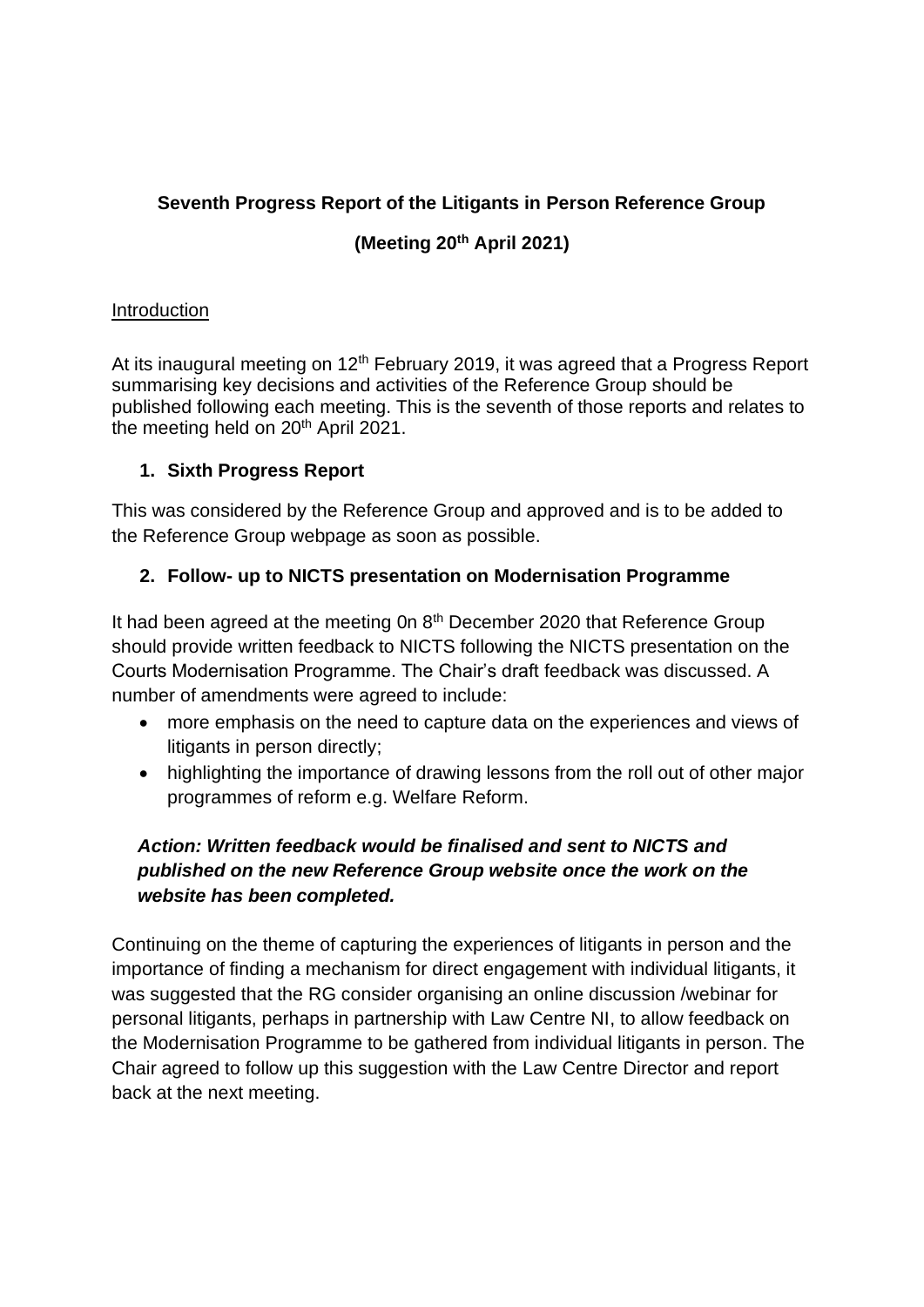**Seventh Progress Report of the Litigants in Person Reference Group**

**(Meeting 20th April 2021)**

Introduction

At its inaugural meeting on 12th February 2019, it was agreed that a Progress Report summarising key decisions and activities of the Reference Group should be published following each meeting. This is the seventh of those reports and relates to the meeting held on 20th April 2021.

## 1. Sixth Progress Report

This was considered by the Reference Group and approved and is to be added to the Reference Group webpage as soon as possible.

## 2. Follow- up to NICTS presentation on Modernisation Programme

It had been agreed at the meeting 0n 8th December 2020 that Reference Group should provide written feedback to NICTS following the NICTS presentation on the Courts Modernisation Programme. The Chair's draft feedback was discussed. A number of amendments were agreed to include:

- more emphasis on the need to capture data on the experiences and views of litigants in person directly;
- highlighting the importance of drawing lessons from the roll out of other major programmes of reform e.g. Welfare Reform.

***Action: Written feedback would be finalised and sent to NICTS and published on the new Reference Group website once the work on the website has been completed.***

Continuing on the theme of capturing the experiences of litigants in person and the importance of finding a mechanism for direct engagement with individual litigants, it was suggested that the RG consider organising an online discussion /webinar for personal litigants, perhaps in partnership with Law Centre NI, to allow feedback on the Modernisation Programme to be gathered from individual litigants in person. The Chair agreed to follow up this suggestion with the Law Centre Director and report back at the next meeting.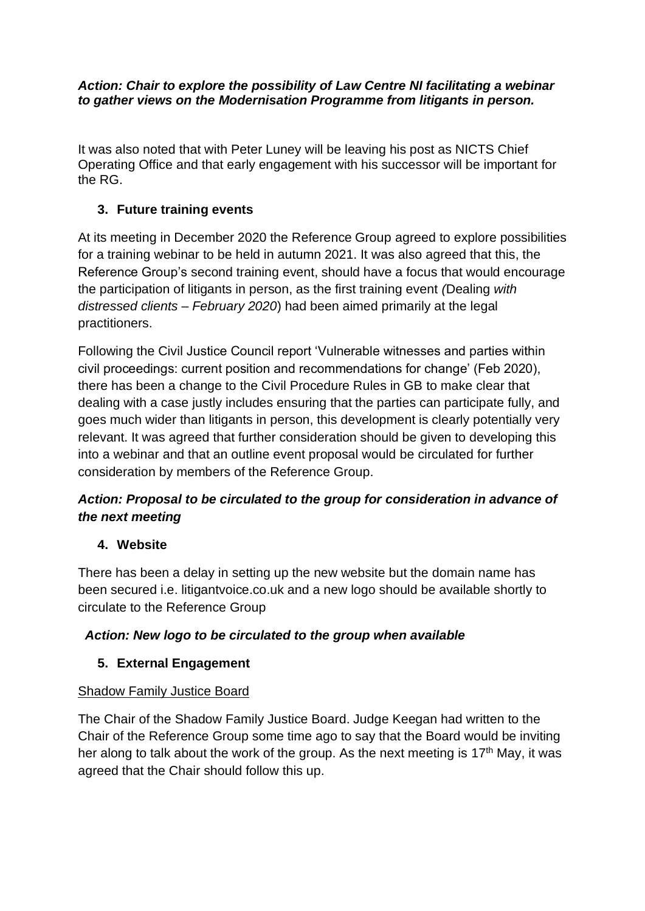***Action: Chair to explore the possibility of Law Centre NI facilitating a webinar to gather views on the Modernisation Programme from litigants in person.***

It was also noted that with Peter Luney will be leaving his post as NICTS Chief Operating Office and that early engagement with his successor will be important for the RG.

## 3. Future training events

At its meeting in December 2020 the Reference Group agreed to explore possibilities for a training webinar to be held in autumn 2021. It was also agreed that this, the Reference Group's second training event, should have a focus that would encourage the participation of litigants in person, as the first training event *(*Dealing *with distressed clients – February 2020*) had been aimed primarily at the legal practitioners.

Following the Civil Justice Council report 'Vulnerable witnesses and parties within civil proceedings: current position and recommendations for change' (Feb 2020), there has been a change to the Civil Procedure Rules in GB to make clear that dealing with a case justly includes ensuring that the parties can participate fully, and goes much wider than litigants in person, this development is clearly potentially very relevant. It was agreed that further consideration should be given to developing this into a webinar and that an outline event proposal would be circulated for further consideration by members of the Reference Group.

***Action: Proposal to be circulated to the group for consideration in advance of the next meeting***

## 4. Website

There has been a delay in setting up the new website but the domain name has been secured i.e. litigantvoice.co.uk and a new logo should be available shortly to circulate to the Reference Group

***Action: New logo to be circulated to the group when available***

## 5. External Engagement

<u>Shadow Family Justice Board</u>

The Chair of the Shadow Family Justice Board. Judge Keegan had written to the Chair of the Reference Group some time ago to say that the Board would be inviting her along to talk about the work of the group. As the next meeting is 17th May, it was agreed that the Chair should follow this up.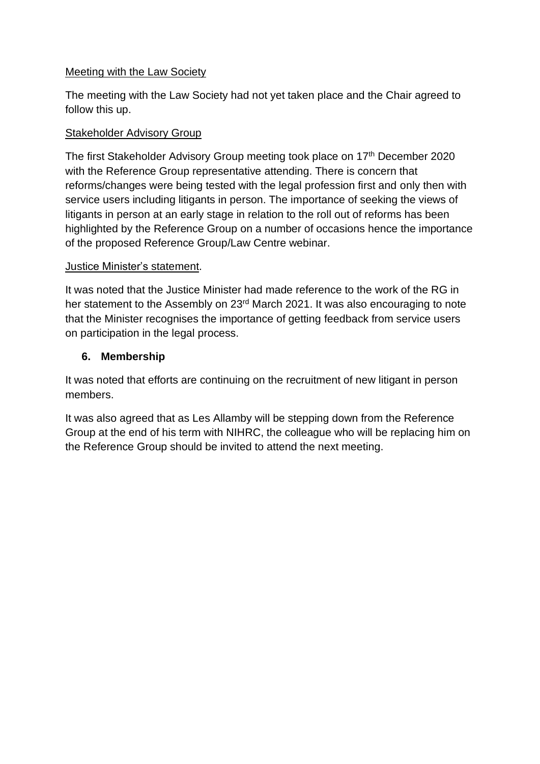Meeting with the Law Society

The meeting with the Law Society had not yet taken place and the Chair agreed to follow this up.

Stakeholder Advisory Group

The first Stakeholder Advisory Group meeting took place on 17th December 2020 with the Reference Group representative attending. There is concern that reforms/changes were being tested with the legal profession first and only then with service users including litigants in person. The importance of seeking the views of litigants in person at an early stage in relation to the roll out of reforms has been highlighted by the Reference Group on a number of occasions hence the importance of the proposed Reference Group/Law Centre webinar.

Justice Minister's statement.

It was noted that the Justice Minister had made reference to the work of the RG in her statement to the Assembly on 23rd March 2021. It was also encouraging to note that the Minister recognises the importance of getting feedback from service users on participation in the legal process.

## 6. Membership

It was noted that efforts are continuing on the recruitment of new litigant in person members.

It was also agreed that as Les Allamby will be stepping down from the Reference Group at the end of his term with NIHRC, the colleague who will be replacing him on the Reference Group should be invited to attend the next meeting.